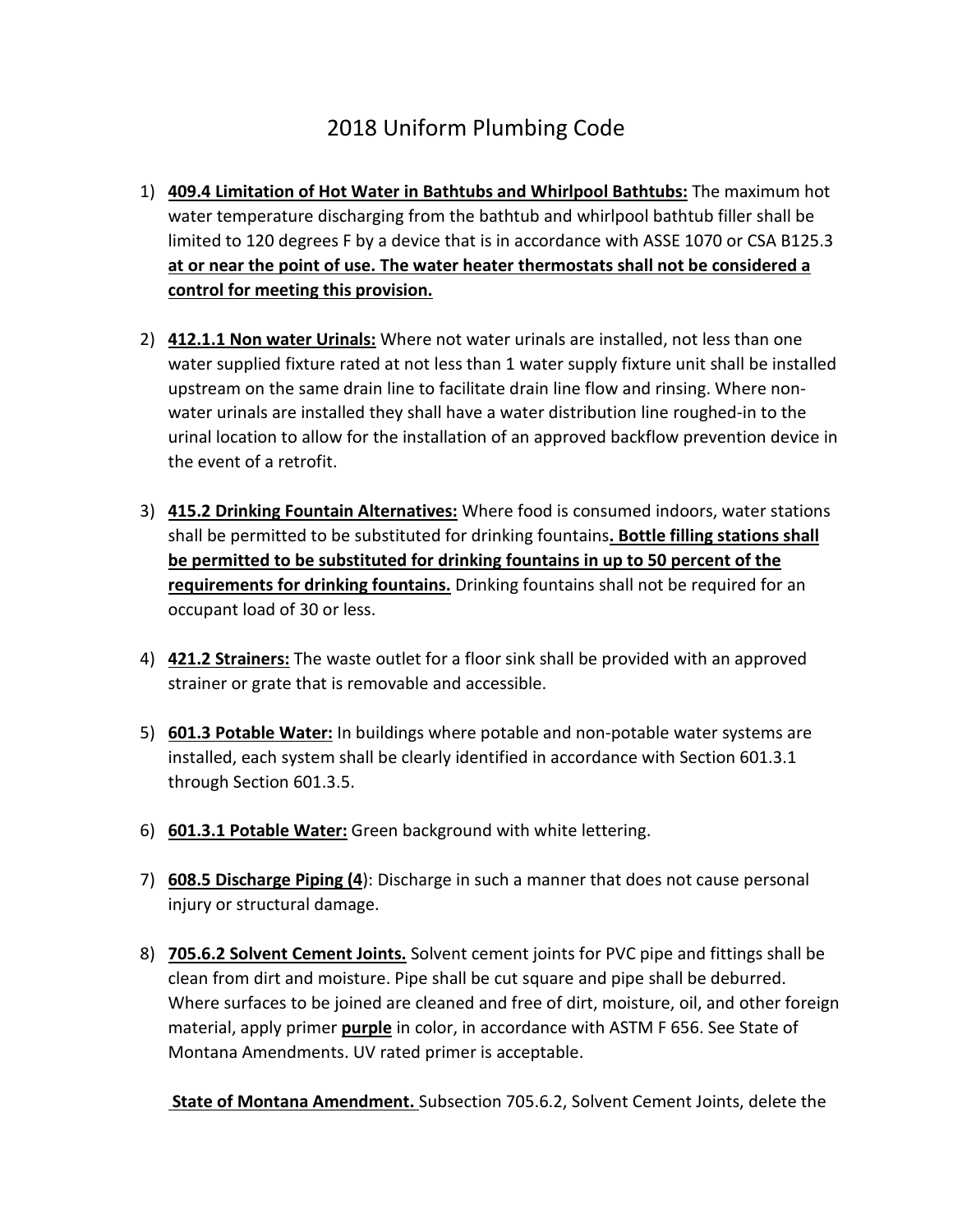# 2018 Uniform Plumbing Code

1) **409.4 Limitation of Hot Water in Bathtubs and Whirlpool Bathtubs:** The maximum hot water temperature discharging from the bathtub and whirlpool bathtub filler shall be limited to 120 degrees F by a device that is in accordance with ASSE 1070 or CSA B125.3 **at or near the point of use. The water heater thermostats shall not be considered a control for meeting this provision.**

2) **412.1.1 Non water Urinals:** Where not water urinals are installed, not less than one water supplied fixture rated at not less than 1 water supply fixture unit shall be installed upstream on the same drain line to facilitate drain line flow and rinsing. Where non-water urinals are installed they shall have a water distribution line roughed-in to the urinal location to allow for the installation of an approved backflow prevention device in the event of a retrofit.

3) **415.2 Drinking Fountain Alternatives:** Where food is consumed indoors, water stations shall be permitted to be substituted for drinking fountains**. Bottle filling stations shall be permitted to be substituted for drinking fountains in up to 50 percent of the requirements for drinking fountains.** Drinking fountains shall not be required for an occupant load of 30 or less.

4) **421.2 Strainers:** The waste outlet for a floor sink shall be provided with an approved strainer or grate that is removable and accessible.

5) **601.3 Potable Water:** In buildings where potable and non-potable water systems are installed, each system shall be clearly identified in accordance with Section 601.3.1 through Section 601.3.5.

6) **601.3.1 Potable Water:** Green background with white lettering.

7) **608.5 Discharge Piping (4**): Discharge in such a manner that does not cause personal injury or structural damage.

8) **705.6.2 Solvent Cement Joints.** Solvent cement joints for PVC pipe and fittings shall be clean from dirt and moisture. Pipe shall be cut square and pipe shall be deburred. Where surfaces to be joined are cleaned and free of dirt, moisture, oil, and other foreign material, apply primer **purple** in color, in accordance with ASTM F 656. See State of Montana Amendments. UV rated primer is acceptable.

   **State of Montana Amendment.** Subsection 705.6.2, Solvent Cement Joints, delete the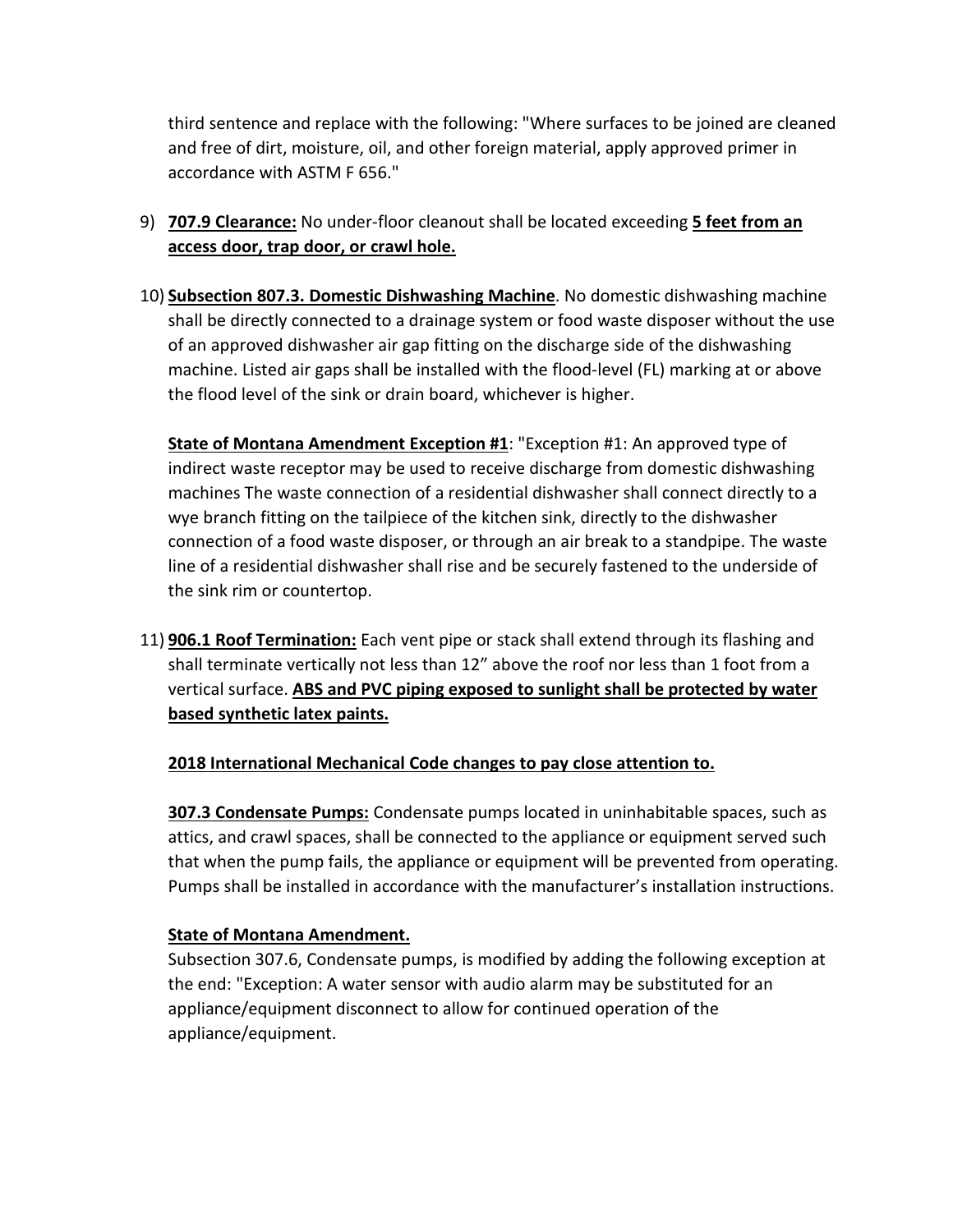third sentence and replace with the following: "Where surfaces to be joined are cleaned and free of dirt, moisture, oil, and other foreign material, apply approved primer in accordance with ASTM F 656."

9) **707.9 Clearance:** No under-floor cleanout shall be located exceeding **5 feet from an access door, trap door, or crawl hole.**

10) **Subsection 807.3. Domestic Dishwashing Machine**. No domestic dishwashing machine shall be directly connected to a drainage system or food waste disposer without the use of an approved dishwasher air gap fitting on the discharge side of the dishwashing machine. Listed air gaps shall be installed with the flood-level (FL) marking at or above the flood level of the sink or drain board, whichever is higher.

    **State of Montana Amendment Exception #1**: "Exception #1: An approved type of indirect waste receptor may be used to receive discharge from domestic dishwashing machines The waste connection of a residential dishwasher shall connect directly to a wye branch fitting on the tailpiece of the kitchen sink, directly to the dishwasher connection of a food waste disposer, or through an air break to a standpipe. The waste line of a residential dishwasher shall rise and be securely fastened to the underside of the sink rim or countertop.

11) **906.1 Roof Termination:** Each vent pipe or stack shall extend through its flashing and shall terminate vertically not less than 12" above the roof nor less than 1 foot from a vertical surface. **ABS and PVC piping exposed to sunlight shall be protected by water based synthetic latex paints.**

    **2018 International Mechanical Code changes to pay close attention to.**

    **307.3 Condensate Pumps:** Condensate pumps located in uninhabitable spaces, such as attics, and crawl spaces, shall be connected to the appliance or equipment served such that when the pump fails, the appliance or equipment will be prevented from operating. Pumps shall be installed in accordance with the manufacturer's installation instructions.

    **State of Montana Amendment.**
    Subsection 307.6, Condensate pumps, is modified by adding the following exception at the end: "Exception: A water sensor with audio alarm may be substituted for an appliance/equipment disconnect to allow for continued operation of the appliance/equipment.